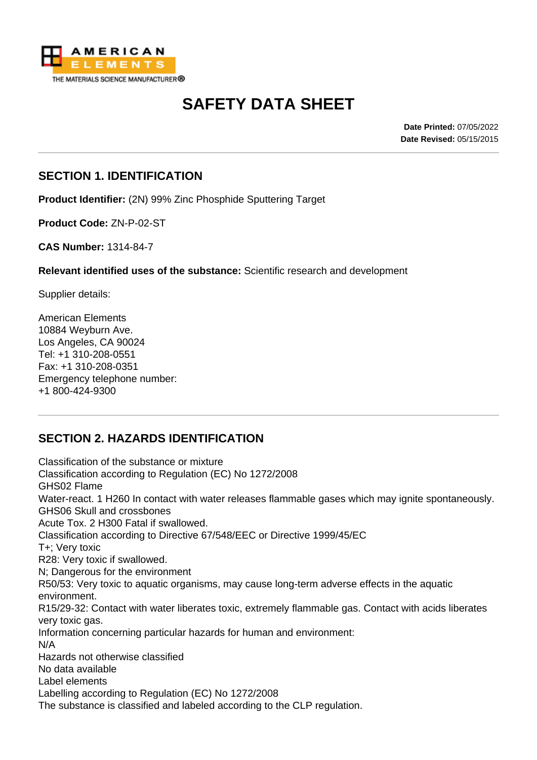AMERICAN ELEMENTS
THE MATERIALS SCIENCE MANUFACTURER®

# SAFETY DATA SHEET

**Date Printed:** 07/05/2022
**Date Revised:** 05/15/2015

## SECTION 1. IDENTIFICATION

**Product Identifier:** (2N) 99% Zinc Phosphide Sputtering Target

**Product Code:** ZN-P-02-ST

**CAS Number:** 1314-84-7

**Relevant identified uses of the substance:** Scientific research and development

Supplier details:

American Elements
10884 Weyburn Ave.
Los Angeles, CA 90024
Tel: +1 310-208-0551
Fax: +1 310-208-0351
Emergency telephone number:
+1 800-424-9300

## SECTION 2. HAZARDS IDENTIFICATION

Classification of the substance or mixture
Classification according to Regulation (EC) No 1272/2008
GHS02 Flame
Water-react. 1 H260 In contact with water releases flammable gases which may ignite spontaneously.
GHS06 Skull and crossbones
Acute Tox. 2 H300 Fatal if swallowed.
Classification according to Directive 67/548/EEC or Directive 1999/45/EC
T+; Very toxic
R28: Very toxic if swallowed.
N; Dangerous for the environment
R50/53: Very toxic to aquatic organisms, may cause long-term adverse effects in the aquatic environment.
R15/29-32: Contact with water liberates toxic, extremely flammable gas. Contact with acids liberates very toxic gas.
Information concerning particular hazards for human and environment:
N/A
Hazards not otherwise classified
No data available
Label elements
Labelling according to Regulation (EC) No 1272/2008
The substance is classified and labeled according to the CLP regulation.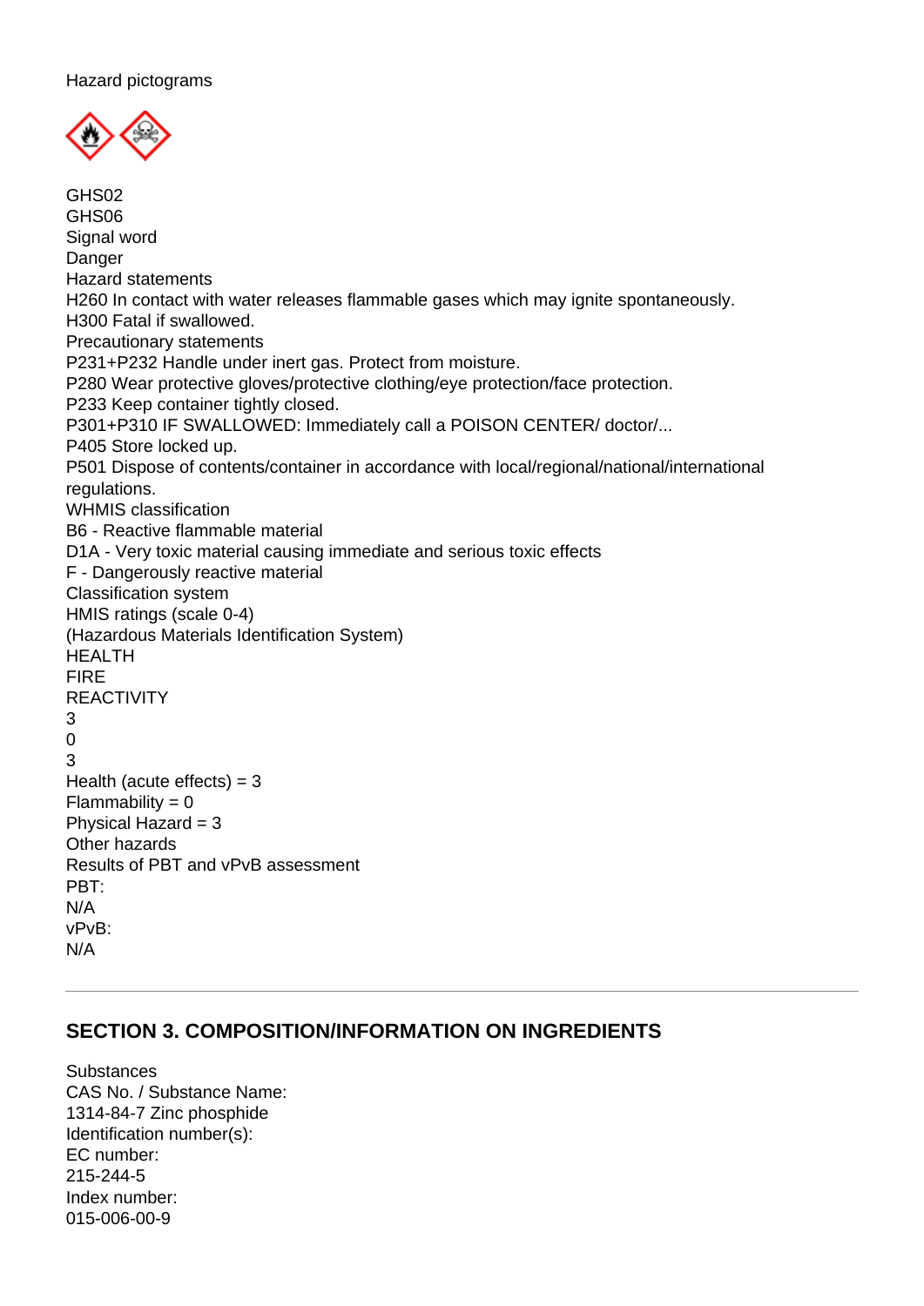Hazard pictograms

GHS02
GHS06
Signal word
Danger
Hazard statements
H260 In contact with water releases flammable gases which may ignite spontaneously.
H300 Fatal if swallowed.
Precautionary statements
P231+P232 Handle under inert gas. Protect from moisture.
P280 Wear protective gloves/protective clothing/eye protection/face protection.
P233 Keep container tightly closed.
P301+P310 IF SWALLOWED: Immediately call a POISON CENTER/ doctor/...
P405 Store locked up.
P501 Dispose of contents/container in accordance with local/regional/national/international regulations.
WHMIS classification
B6 - Reactive flammable material
D1A - Very toxic material causing immediate and serious toxic effects
F - Dangerously reactive material
Classification system
HMIS ratings (scale 0-4)
(Hazardous Materials Identification System)
HEALTH
FIRE
REACTIVITY
3
0
3
Health (acute effects) = 3
Flammability = 0
Physical Hazard = 3
Other hazards
Results of PBT and vPvB assessment
PBT:
N/A
vPvB:
N/A

---

## SECTION 3. COMPOSITION/INFORMATION ON INGREDIENTS

Substances
CAS No. / Substance Name:
1314-84-7 Zinc phosphide
Identification number(s):
EC number:
215-244-5
Index number:
015-006-00-9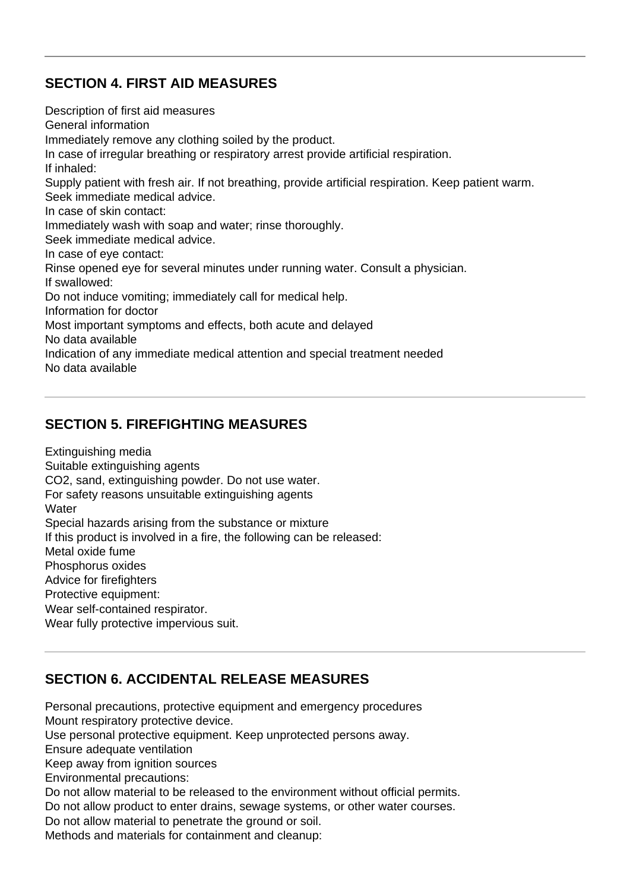## SECTION 4. FIRST AID MEASURES

Description of first aid measures
General information
Immediately remove any clothing soiled by the product.
In case of irregular breathing or respiratory arrest provide artificial respiration.
If inhaled:
Supply patient with fresh air. If not breathing, provide artificial respiration. Keep patient warm.
Seek immediate medical advice.
In case of skin contact:
Immediately wash with soap and water; rinse thoroughly.
Seek immediate medical advice.
In case of eye contact:
Rinse opened eye for several minutes under running water. Consult a physician.
If swallowed:
Do not induce vomiting; immediately call for medical help.
Information for doctor
Most important symptoms and effects, both acute and delayed
No data available
Indication of any immediate medical attention and special treatment needed
No data available

## SECTION 5. FIREFIGHTING MEASURES

Extinguishing media
Suitable extinguishing agents
$CO_2$, sand, extinguishing powder. Do not use water.
For safety reasons unsuitable extinguishing agents
Water
Special hazards arising from the substance or mixture
If this product is involved in a fire, the following can be released:
Metal oxide fume
Phosphorus oxides
Advice for firefighters
Protective equipment:
Wear self-contained respirator.
Wear fully protective impervious suit.

## SECTION 6. ACCIDENTAL RELEASE MEASURES

Personal precautions, protective equipment and emergency procedures
Mount respiratory protective device.
Use personal protective equipment. Keep unprotected persons away.
Ensure adequate ventilation
Keep away from ignition sources
Environmental precautions:
Do not allow material to be released to the environment without official permits.
Do not allow product to enter drains, sewage systems, or other water courses.
Do not allow material to penetrate the ground or soil.
Methods and materials for containment and cleanup: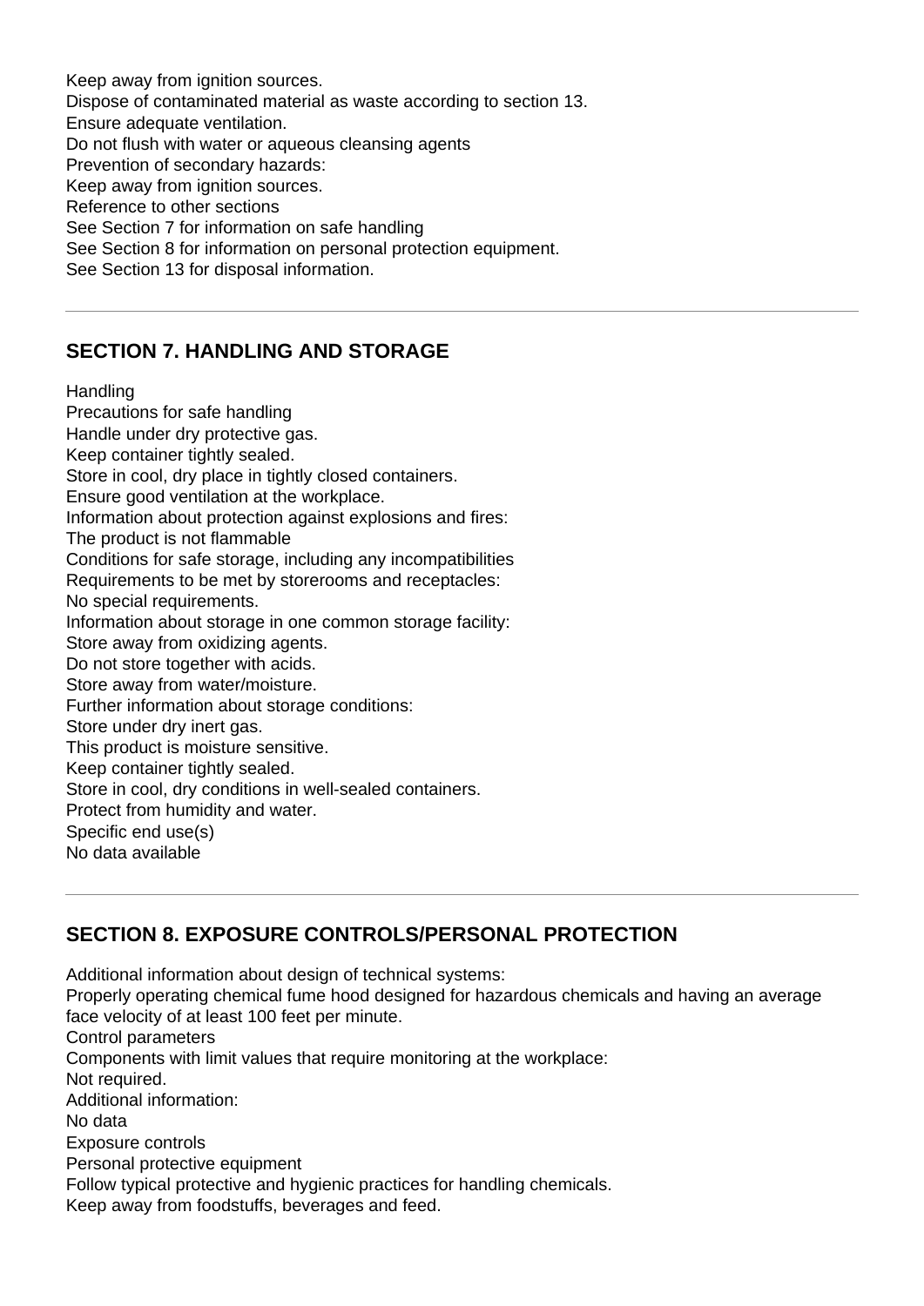Keep away from ignition sources.
Dispose of contaminated material as waste according to section 13.
Ensure adequate ventilation.
Do not flush with water or aqueous cleansing agents
Prevention of secondary hazards:
Keep away from ignition sources.
Reference to other sections
See Section 7 for information on safe handling
See Section 8 for information on personal protection equipment.
See Section 13 for disposal information.

## SECTION 7. HANDLING AND STORAGE

Handling
Precautions for safe handling
Handle under dry protective gas.
Keep container tightly sealed.
Store in cool, dry place in tightly closed containers.
Ensure good ventilation at the workplace.
Information about protection against explosions and fires:
The product is not flammable
Conditions for safe storage, including any incompatibilities
Requirements to be met by storerooms and receptacles:
No special requirements.
Information about storage in one common storage facility:
Store away from oxidizing agents.
Do not store together with acids.
Store away from water/moisture.
Further information about storage conditions:
Store under dry inert gas.
This product is moisture sensitive.
Keep container tightly sealed.
Store in cool, dry conditions in well-sealed containers.
Protect from humidity and water.
Specific end use(s)
No data available

## SECTION 8. EXPOSURE CONTROLS/PERSONAL PROTECTION

Additional information about design of technical systems:
Properly operating chemical fume hood designed for hazardous chemicals and having an average face velocity of at least 100 feet per minute.
Control parameters
Components with limit values that require monitoring at the workplace:
Not required.
Additional information:
No data
Exposure controls
Personal protective equipment
Follow typical protective and hygienic practices for handling chemicals.
Keep away from foodstuffs, beverages and feed.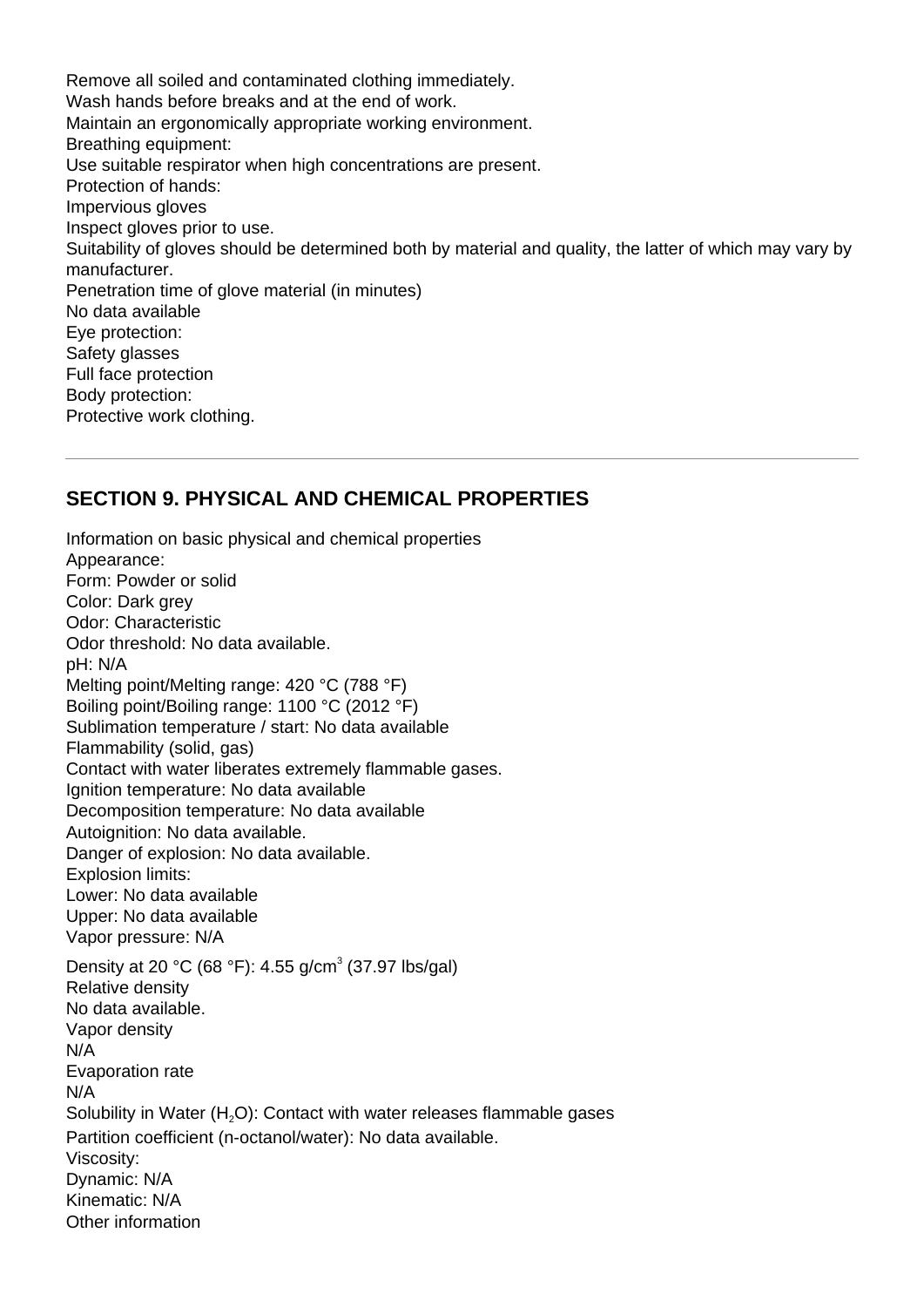Remove all soiled and contaminated clothing immediately.
Wash hands before breaks and at the end of work.
Maintain an ergonomically appropriate working environment.
Breathing equipment:
Use suitable respirator when high concentrations are present.
Protection of hands:
Impervious gloves
Inspect gloves prior to use.
Suitability of gloves should be determined both by material and quality, the latter of which may vary by manufacturer.
Penetration time of glove material (in minutes)
No data available
Eye protection:
Safety glasses
Full face protection
Body protection:
Protective work clothing.

## SECTION 9. PHYSICAL AND CHEMICAL PROPERTIES

Information on basic physical and chemical properties
Appearance:
Form: Powder or solid
Color: Dark grey
Odor: Characteristic
Odor threshold: No data available.
pH: N/A
Melting point/Melting range: 420 °C (788 °F)
Boiling point/Boiling range: 1100 °C (2012 °F)
Sublimation temperature / start: No data available
Flammability (solid, gas)
Contact with water liberates extremely flammable gases.
Ignition temperature: No data available
Decomposition temperature: No data available
Autoignition: No data available.
Danger of explosion: No data available.
Explosion limits:
Lower: No data available
Upper: No data available
Vapor pressure: N/A
Density at 20 °C (68 °F): 4.55 g/cm$^3$ (37.97 lbs/gal)
Relative density
No data available.
Vapor density
N/A
Evaporation rate
N/A
Solubility in Water ($H_2O$): Contact with water releases flammable gases
Partition coefficient (n-octanol/water): No data available.
Viscosity:
Dynamic: N/A
Kinematic: N/A
Other information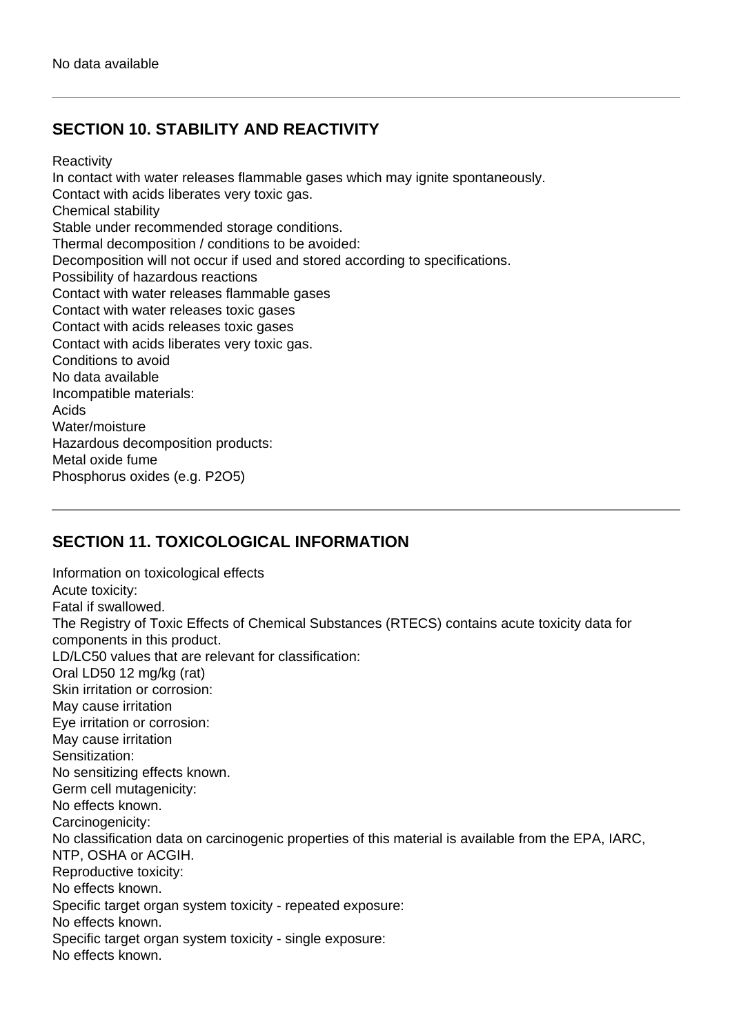No data available

## SECTION 10. STABILITY AND REACTIVITY

Reactivity
In contact with water releases flammable gases which may ignite spontaneously.
Contact with acids liberates very toxic gas.
Chemical stability
Stable under recommended storage conditions.
Thermal decomposition / conditions to be avoided:
Decomposition will not occur if used and stored according to specifications.
Possibility of hazardous reactions
Contact with water releases flammable gases
Contact with water releases toxic gases
Contact with acids releases toxic gases
Contact with acids liberates very toxic gas.
Conditions to avoid
No data available
Incompatible materials:
Acids
Water/moisture
Hazardous decomposition products:
Metal oxide fume
Phosphorus oxides (e.g. $P_2O_5$)

## SECTION 11. TOXICOLOGICAL INFORMATION

Information on toxicological effects
Acute toxicity:
Fatal if swallowed.
The Registry of Toxic Effects of Chemical Substances (RTECS) contains acute toxicity data for components in this product.
LD/LC50 values that are relevant for classification:
Oral LD50 12 mg/kg (rat)
Skin irritation or corrosion:
May cause irritation
Eye irritation or corrosion:
May cause irritation
Sensitization:
No sensitizing effects known.
Germ cell mutagenicity:
No effects known.
Carcinogenicity:
No classification data on carcinogenic properties of this material is available from the EPA, IARC, NTP, OSHA or ACGIH.
Reproductive toxicity:
No effects known.
Specific target organ system toxicity - repeated exposure:
No effects known.
Specific target organ system toxicity - single exposure:
No effects known.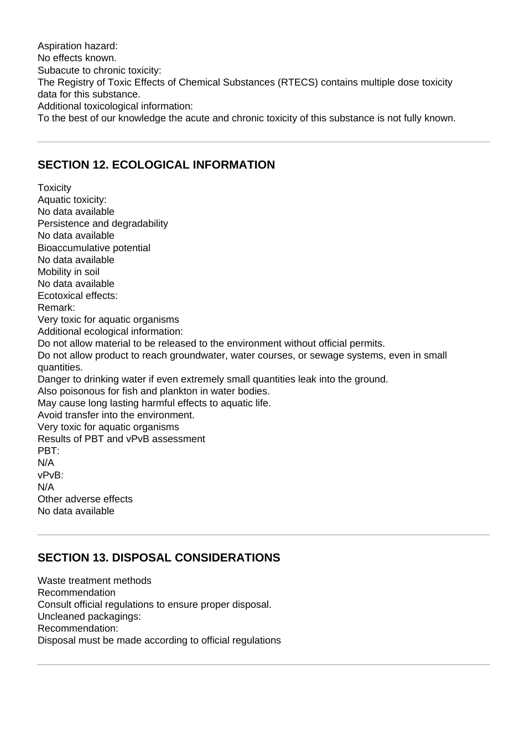Aspiration hazard:
No effects known.
Subacute to chronic toxicity:
The Registry of Toxic Effects of Chemical Substances (RTECS) contains multiple dose toxicity data for this substance.
Additional toxicological information:
To the best of our knowledge the acute and chronic toxicity of this substance is not fully known.

---

## SECTION 12. ECOLOGICAL INFORMATION

Toxicity
Aquatic toxicity:
No data available
Persistence and degradability
No data available
Bioaccumulative potential
No data available
Mobility in soil
No data available
Ecotoxical effects:
Remark:
Very toxic for aquatic organisms
Additional ecological information:
Do not allow material to be released to the environment without official permits.
Do not allow product to reach groundwater, water courses, or sewage systems, even in small quantities.
Danger to drinking water if even extremely small quantities leak into the ground.
Also poisonous for fish and plankton in water bodies.
May cause long lasting harmful effects to aquatic life.
Avoid transfer into the environment.
Very toxic for aquatic organisms
Results of PBT and vPvB assessment
PBT:
N/A
vPvB:
N/A
Other adverse effects
No data available

---

## SECTION 13. DISPOSAL CONSIDERATIONS

Waste treatment methods
Recommendation
Consult official regulations to ensure proper disposal.
Uncleaned packagings:
Recommendation:
Disposal must be made according to official regulations

---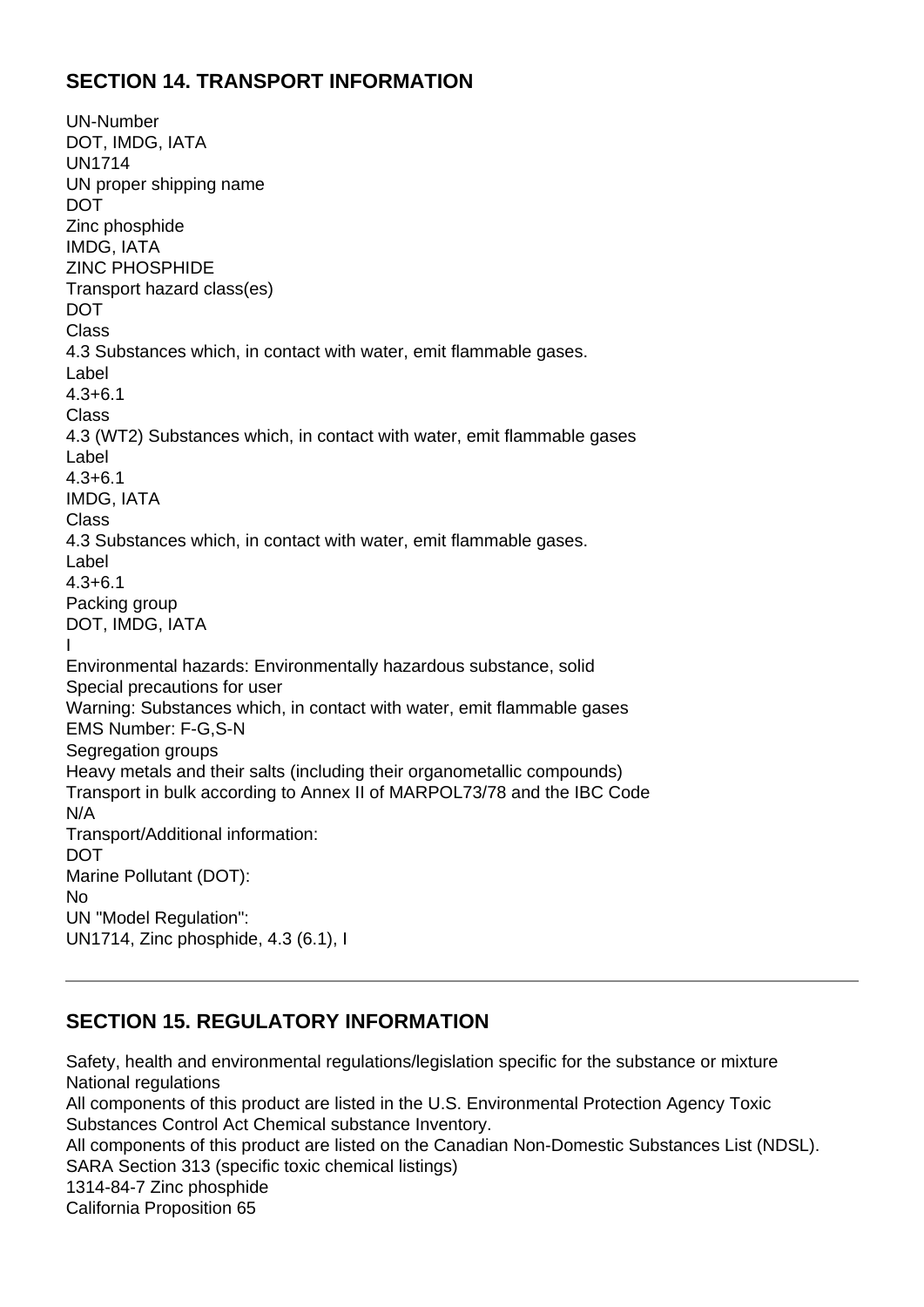## SECTION 14. TRANSPORT INFORMATION

UN-Number
DOT, IMDG, IATA
UN1714
UN proper shipping name
DOT
Zinc phosphide
IMDG, IATA
ZINC PHOSPHIDE
Transport hazard class(es)
DOT
Class
4.3 Substances which, in contact with water, emit flammable gases.
Label
4.3+6.1
Class
4.3 (WT2) Substances which, in contact with water, emit flammable gases
Label
4.3+6.1
IMDG, IATA
Class
4.3 Substances which, in contact with water, emit flammable gases.
Label
4.3+6.1
Packing group
DOT, IMDG, IATA
I
Environmental hazards: Environmentally hazardous substance, solid
Special precautions for user
Warning: Substances which, in contact with water, emit flammable gases
EMS Number: F-G,S-N
Segregation groups
Heavy metals and their salts (including their organometallic compounds)
Transport in bulk according to Annex II of MARPOL73/78 and the IBC Code
N/A
Transport/Additional information:
DOT
Marine Pollutant (DOT):
No
UN "Model Regulation":
UN1714, Zinc phosphide, 4.3 (6.1), I

---

## SECTION 15. REGULATORY INFORMATION

Safety, health and environmental regulations/legislation specific for the substance or mixture
National regulations
All components of this product are listed in the U.S. Environmental Protection Agency Toxic Substances Control Act Chemical substance Inventory.
All components of this product are listed on the Canadian Non-Domestic Substances List (NDSL).
SARA Section 313 (specific toxic chemical listings)
1314-84-7 Zinc phosphide
California Proposition 65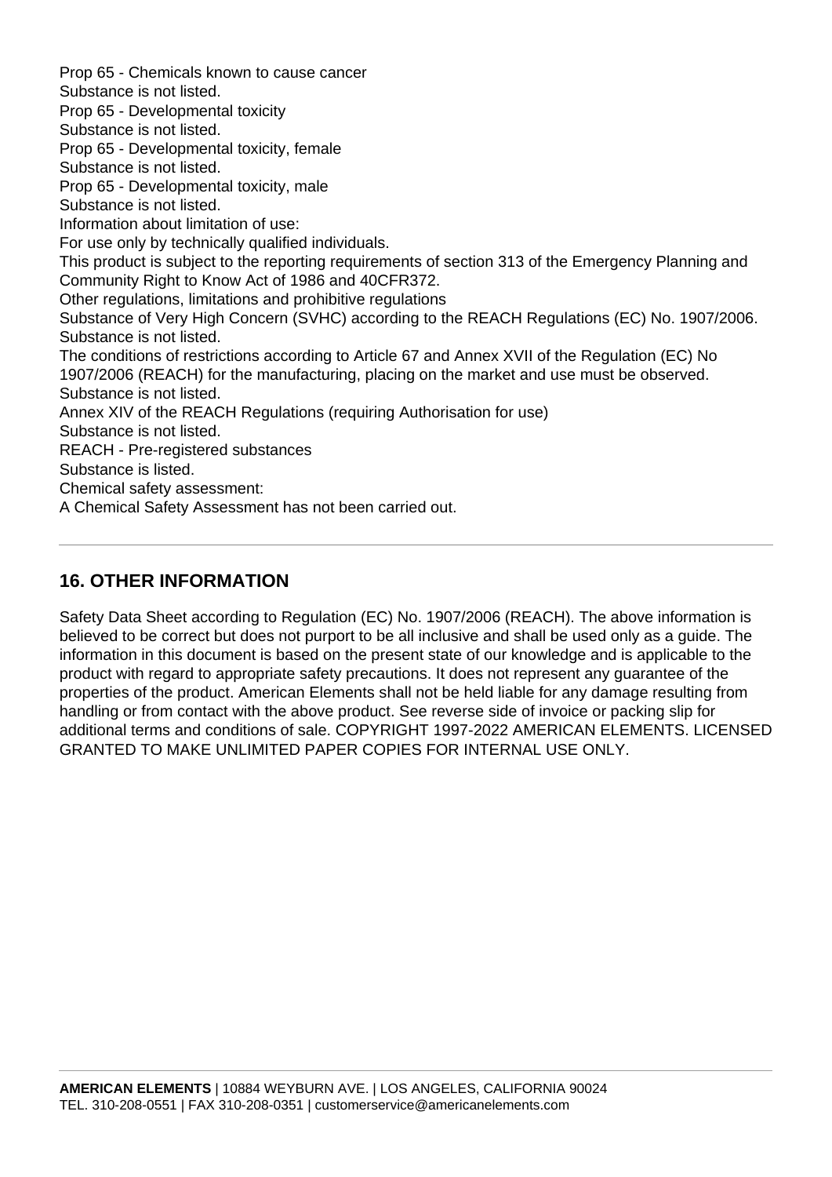Prop 65 - Chemicals known to cause cancer
Substance is not listed.
Prop 65 - Developmental toxicity
Substance is not listed.
Prop 65 - Developmental toxicity, female
Substance is not listed.
Prop 65 - Developmental toxicity, male
Substance is not listed.
Information about limitation of use:
For use only by technically qualified individuals.
This product is subject to the reporting requirements of section 313 of the Emergency Planning and Community Right to Know Act of 1986 and 40CFR372.
Other regulations, limitations and prohibitive regulations
Substance of Very High Concern (SVHC) according to the REACH Regulations (EC) No. 1907/2006.
Substance is not listed.
The conditions of restrictions according to Article 67 and Annex XVII of the Regulation (EC) No 1907/2006 (REACH) for the manufacturing, placing on the market and use must be observed.
Substance is not listed.
Annex XIV of the REACH Regulations (requiring Authorisation for use)
Substance is not listed.
REACH - Pre-registered substances
Substance is listed.
Chemical safety assessment:
A Chemical Safety Assessment has not been carried out.

## 16. OTHER INFORMATION

Safety Data Sheet according to Regulation (EC) No. 1907/2006 (REACH). The above information is believed to be correct but does not purport to be all inclusive and shall be used only as a guide. The information in this document is based on the present state of our knowledge and is applicable to the product with regard to appropriate safety precautions. It does not represent any guarantee of the properties of the product. American Elements shall not be held liable for any damage resulting from handling or from contact with the above product. See reverse side of invoice or packing slip for additional terms and conditions of sale. COPYRIGHT 1997-2022 AMERICAN ELEMENTS. LICENSED GRANTED TO MAKE UNLIMITED PAPER COPIES FOR INTERNAL USE ONLY.